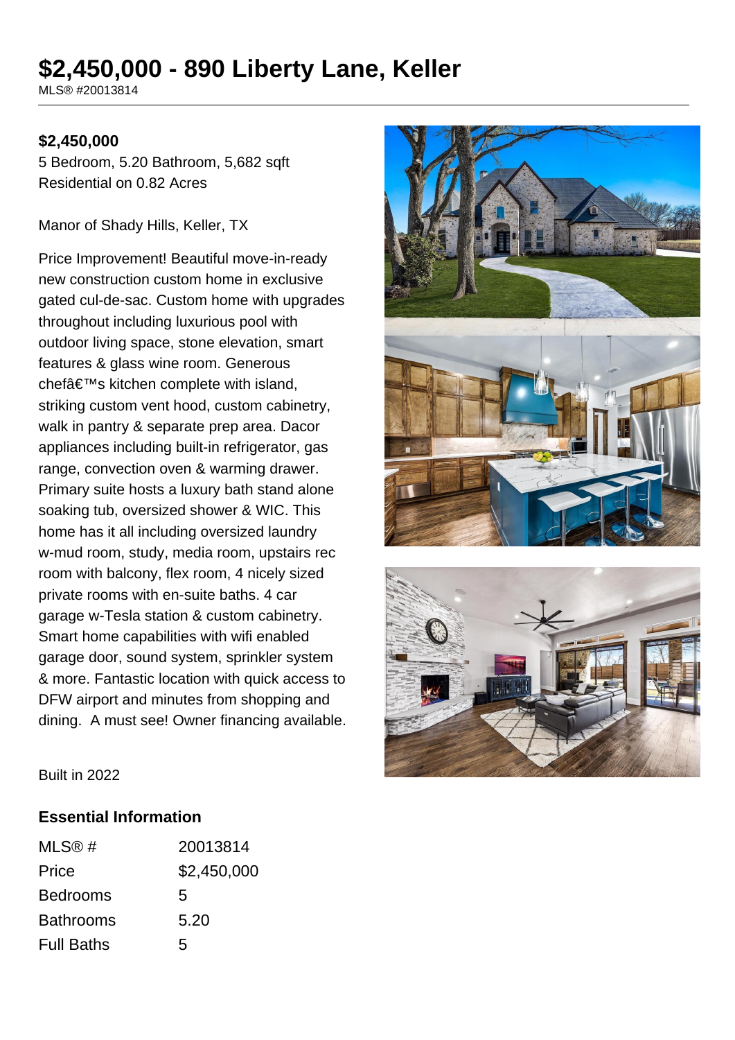# $2,450,000 - 890 Liberty Lane, Keller

MLS® #20013814

**$2,450,000**

5 Bedroom, 5.20 Bathroom, 5,682 sqft
Residential on 0.82 Acres

Manor of Shady Hills, Keller, TX

Price Improvement! Beautiful move-in-ready new construction custom home in exclusive gated cul-de-sac. Custom home with upgrades throughout including luxurious pool with outdoor living space, stone elevation, smart features & glass wine room. Generous chefâ€™s kitchen complete with island, striking custom vent hood, custom cabinetry, walk in pantry & separate prep area. Dacor appliances including built-in refrigerator, gas range, convection oven & warming drawer. Primary suite hosts a luxury bath stand alone soaking tub, oversized shower & WIC. This home has it all including oversized laundry w-mud room, study, media room, upstairs rec room with balcony, flex room, 4 nicely sized private rooms with en-suite baths. 4 car garage w-Tesla station & custom cabinetry. Smart home capabilities with wifi enabled garage door, sound system, sprinkler system & more. Fantastic location with quick access to DFW airport and minutes from shopping and dining. A must see! Owner financing available.

Built in 2022

## Essential Information

| | |
|---|---|
| MLS® # | 20013814 |
| Price | $2,450,000 |
| Bedrooms | 5 |
| Bathrooms | 5.20 |
| Full Baths | 5 |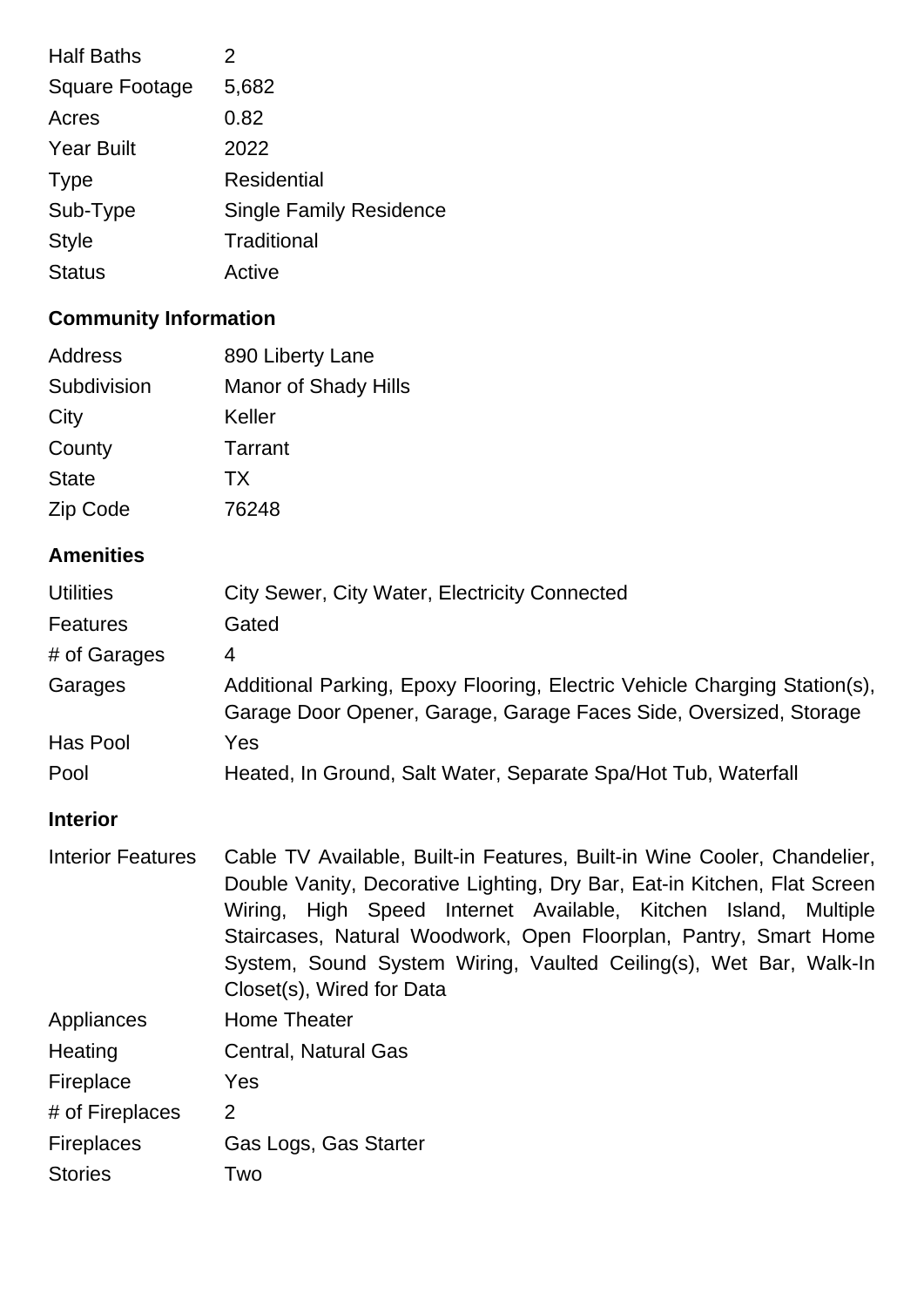| | |
|---|---|
| Half Baths | 2 |
| Square Footage | 5,682 |
| Acres | 0.82 |
| Year Built | 2022 |
| Type | Residential |
| Sub-Type | Single Family Residence |
| Style | Traditional |
| Status | Active |

## Community Information

| | |
|---|---|
| Address | 890 Liberty Lane |
| Subdivision | Manor of Shady Hills |
| City | Keller |
| County | Tarrant |
| State | TX |
| Zip Code | 76248 |

## Amenities

| | |
|---|---|
| Utilities | City Sewer, City Water, Electricity Connected |
| Features | Gated |
| # of Garages | 4 |
| Garages | Additional Parking, Epoxy Flooring, Electric Vehicle Charging Station(s), Garage Door Opener, Garage, Garage Faces Side, Oversized, Storage |
| Has Pool | Yes |
| Pool | Heated, In Ground, Salt Water, Separate Spa/Hot Tub, Waterfall |

## Interior

| | |
|---|---|
| Interior Features | Cable TV Available, Built-in Features, Built-in Wine Cooler, Chandelier, Double Vanity, Decorative Lighting, Dry Bar, Eat-in Kitchen, Flat Screen Wiring, High Speed Internet Available, Kitchen Island, Multiple Staircases, Natural Woodwork, Open Floorplan, Pantry, Smart Home System, Sound System Wiring, Vaulted Ceiling(s), Wet Bar, Walk-In Closet(s), Wired for Data |
| Appliances | Home Theater |
| Heating | Central, Natural Gas |
| Fireplace | Yes |
| # of Fireplaces | 2 |
| Fireplaces | Gas Logs, Gas Starter |
| Stories | Two |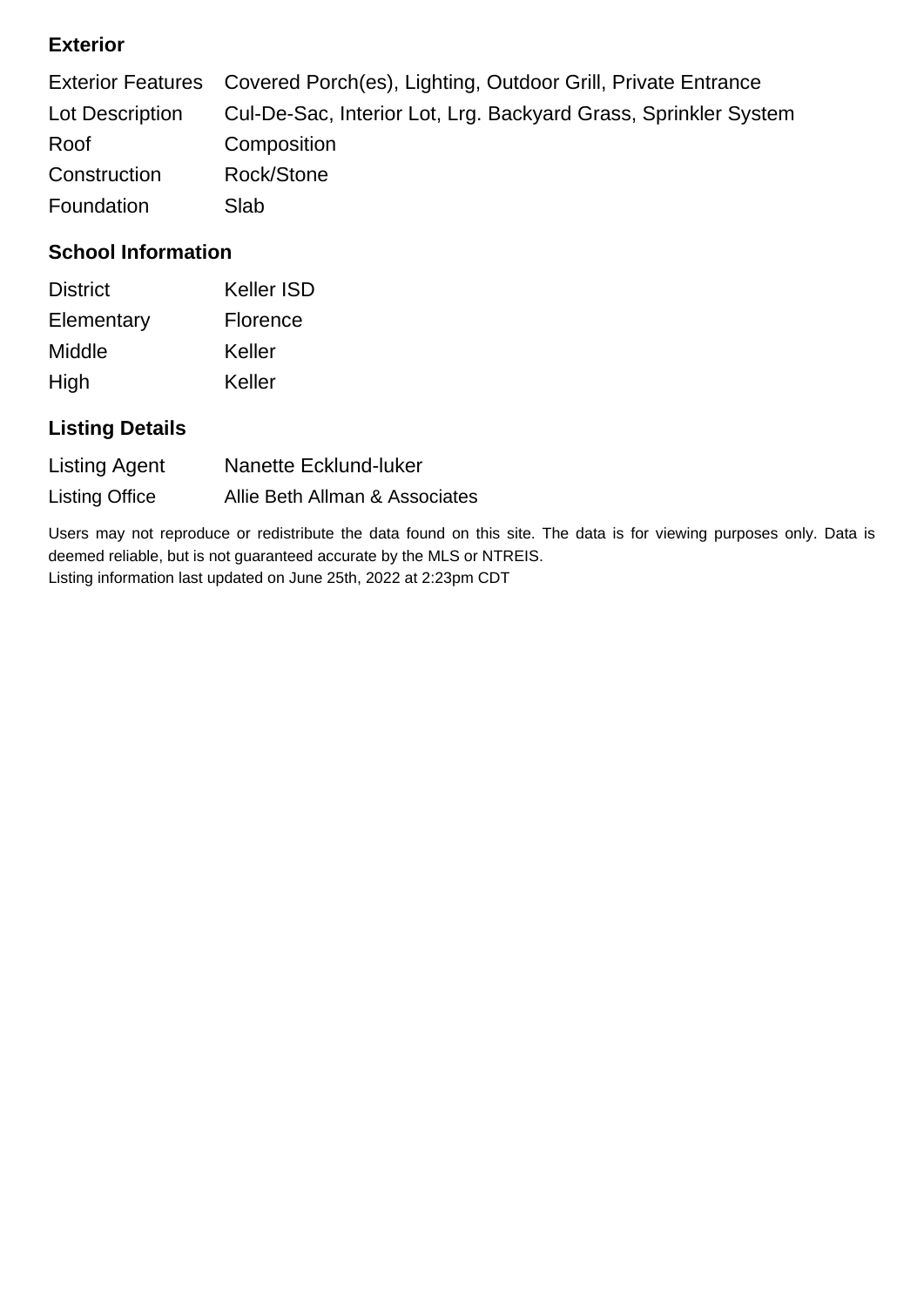## Exterior

| | |
|---|---|
| Exterior Features | Covered Porch(es), Lighting, Outdoor Grill, Private Entrance |
| Lot Description | Cul-De-Sac, Interior Lot, Lrg. Backyard Grass, Sprinkler System |
| Roof | Composition |
| Construction | Rock/Stone |
| Foundation | Slab |

## School Information

| | |
|---|---|
| District | Keller ISD |
| Elementary | Florence |
| Middle | Keller |
| High | Keller |

## Listing Details

| | |
|---|---|
| Listing Agent | Nanette Ecklund-luker |
| Listing Office | Allie Beth Allman & Associates |

Users may not reproduce or redistribute the data found on this site. The data is for viewing purposes only. Data is deemed reliable, but is not guaranteed accurate by the MLS or NTREIS.
Listing information last updated on June 25th, 2022 at 2:23pm CDT